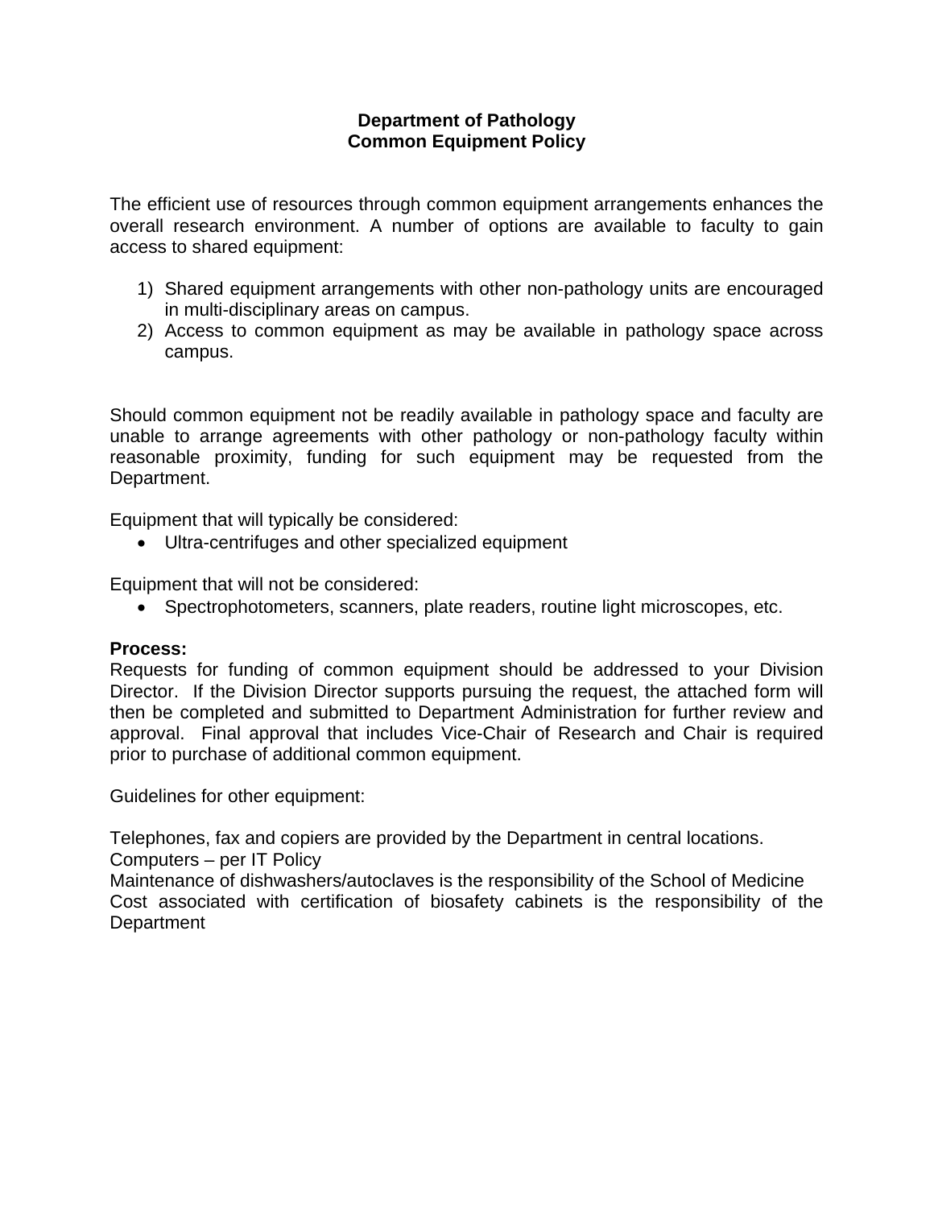# Department of Pathology
# Common Equipment Policy

The efficient use of resources through common equipment arrangements enhances the overall research environment. A number of options are available to faculty to gain access to shared equipment:

1) Shared equipment arrangements with other non-pathology units are encouraged in multi-disciplinary areas on campus.
2) Access to common equipment as may be available in pathology space across campus.

Should common equipment not be readily available in pathology space and faculty are unable to arrange agreements with other pathology or non-pathology faculty within reasonable proximity, funding for such equipment may be requested from the Department.

Equipment that will typically be considered:

- Ultra-centrifuges and other specialized equipment

Equipment that will not be considered:

- Spectrophotometers, scanners, plate readers, routine light microscopes, etc.

**Process:**
Requests for funding of common equipment should be addressed to your Division Director. If the Division Director supports pursuing the request, the attached form will then be completed and submitted to Department Administration for further review and approval. Final approval that includes Vice-Chair of Research and Chair is required prior to purchase of additional common equipment.

Guidelines for other equipment:

Telephones, fax and copiers are provided by the Department in central locations.
Computers – per IT Policy
Maintenance of dishwashers/autoclaves is the responsibility of the School of Medicine
Cost associated with certification of biosafety cabinets is the responsibility of the Department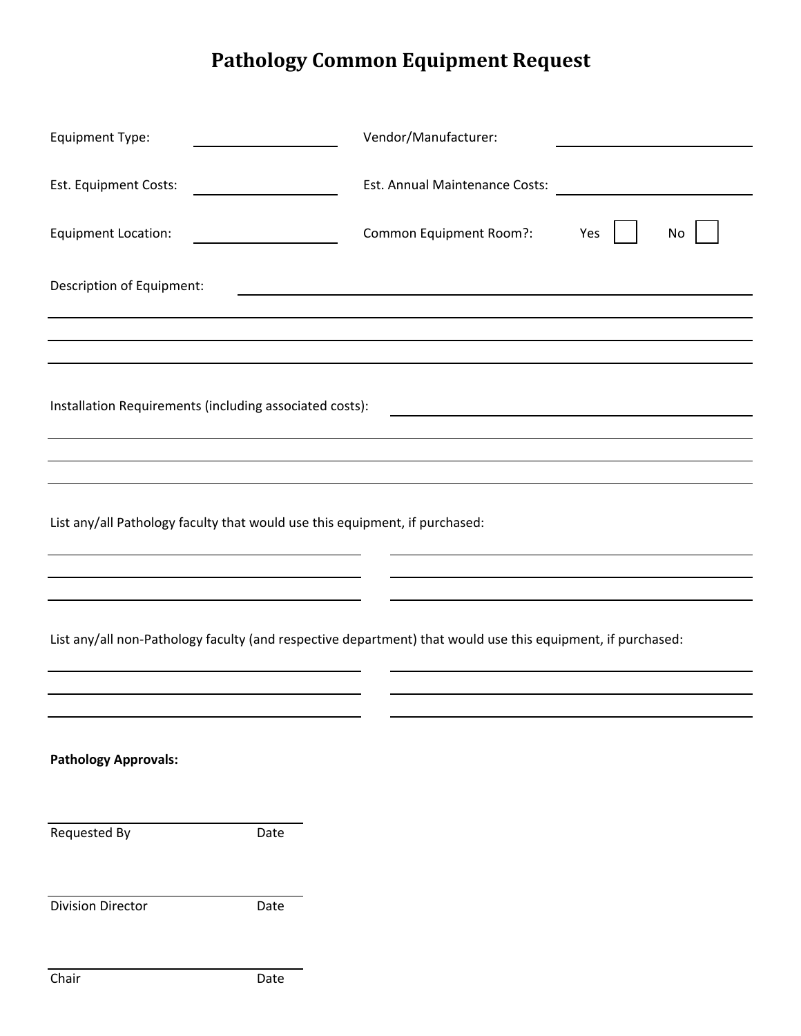# Pathology Common Equipment Request

Equipment Type: ____________________ Vendor/Manufacturer: ____________________

Est. Equipment Costs: ____________________ Est. Annual Maintenance Costs: ____________________

Equipment Location: ____________________ Common Equipment Room?: Yes ☐ No ☐

Description of Equipment: ________________________________________

________________________________________

________________________________________

________________________________________

Installation Requirements (including associated costs): ________________________________________

________________________________________

________________________________________

________________________________________

List any/all Pathology faculty that would use this equipment, if purchased:

____________________ ____________________

____________________ ____________________

____________________ ____________________

List any/all non-Pathology faculty (and respective department) that would use this equipment, if purchased:

____________________ ____________________

____________________ ____________________

____________________ ____________________

**Pathology Approvals:**

________________________________________
Requested By Date

________________________________________
Division Director Date

________________________________________
Chair Date